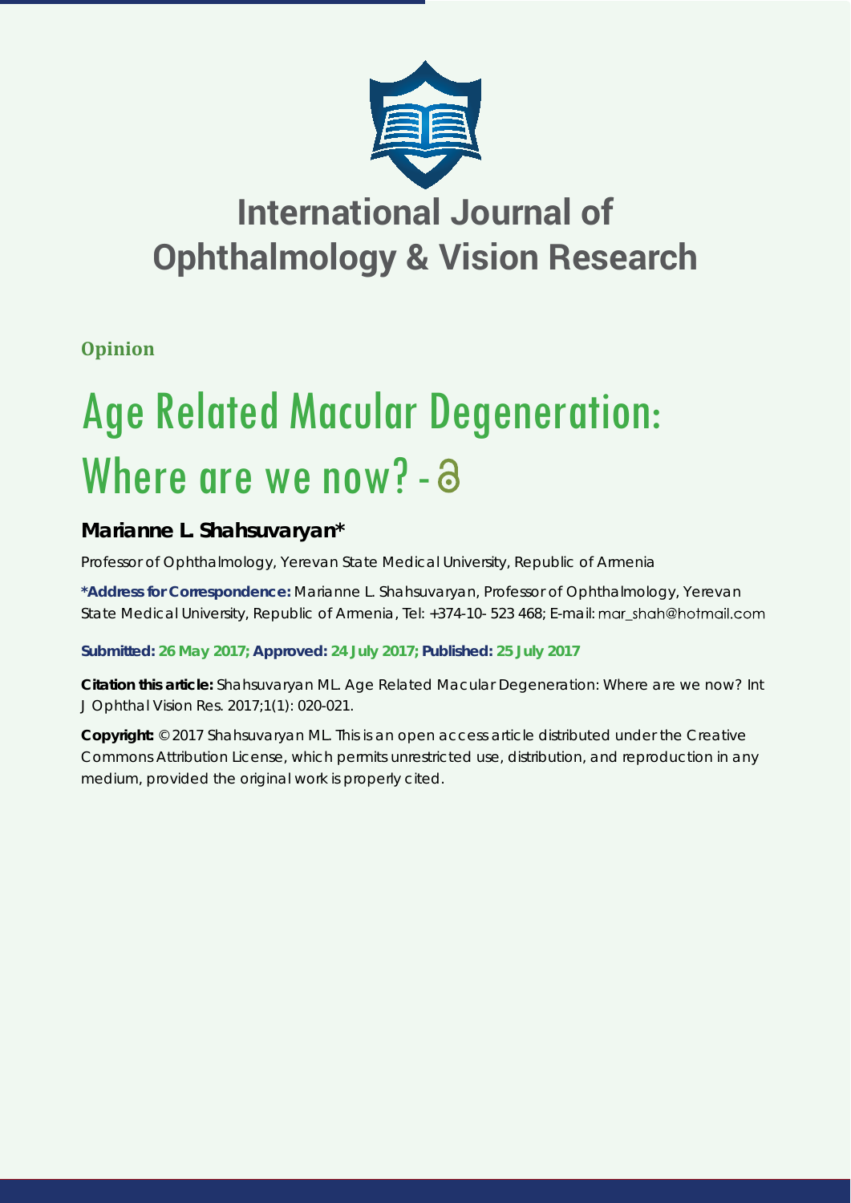# International Journal of Ophthalmology & Vision Research

**Opinion**

# Age Related Macular Degeneration: Where are we now?

**Marianne L. Shahsuvaryan***

Professor of Ophthalmology, Yerevan State Medical University, Republic of Armenia

**\*Address for Correspondence:** Marianne L. Shahsuvaryan, Professor of Ophthalmology, Yerevan State Medical University, Republic of Armenia, Tel: +374-10- 523 468; E-mail: mar_shah@hotmail.com

**Submitted: 26 May 2017; Approved: 24 July 2017; Published: 25 July 2017**

**Citation this article:** Shahsuvaryan ML. Age Related Macular Degeneration: Where are we now? Int J Ophthal Vision Res. 2017;1(1): 020-021.

**Copyright:** © 2017 Shahsuvaryan ML. This is an open access article distributed under the Creative Commons Attribution License, which permits unrestricted use, distribution, and reproduction in any medium, provided the original work is properly cited.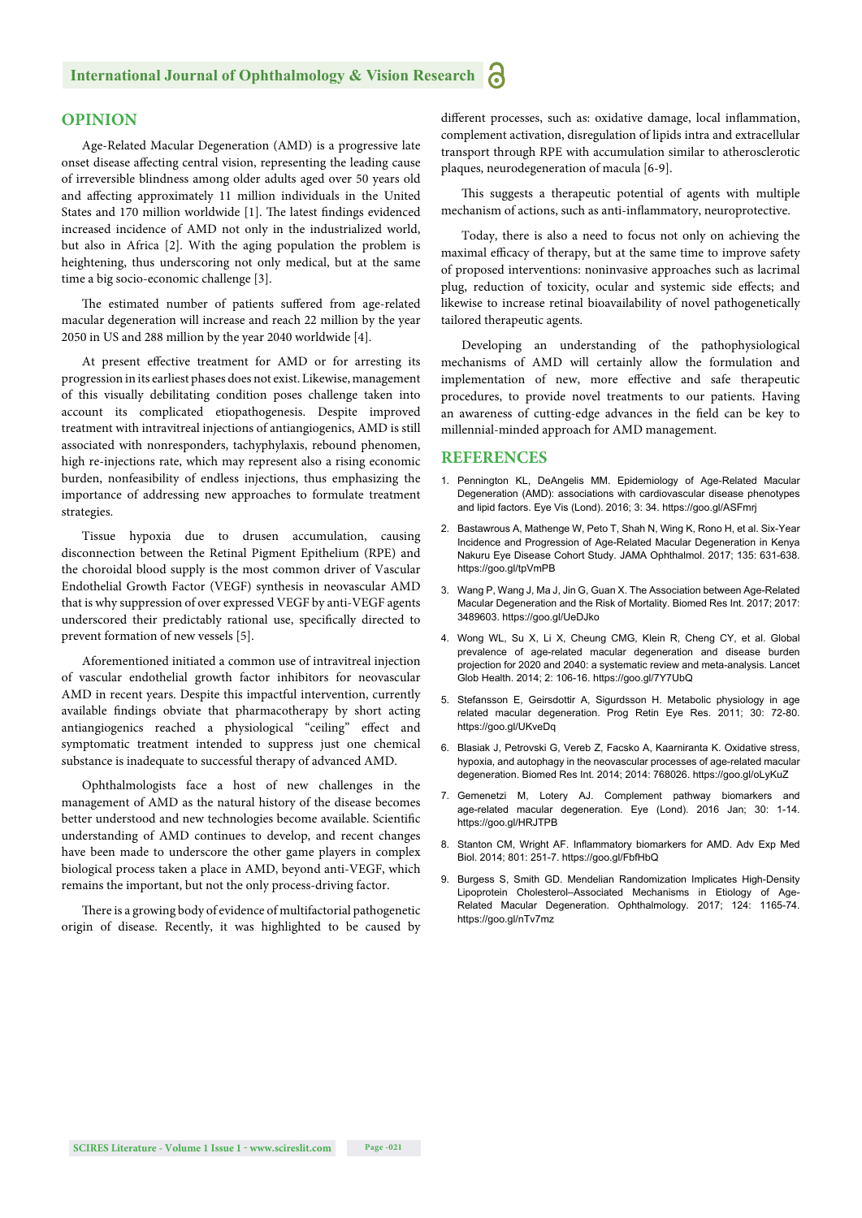## OPINION

Age-Related Macular Degeneration (AMD) is a progressive late onset disease affecting central vision, representing the leading cause of irreversible blindness among older adults aged over 50 years old and affecting approximately 11 million individuals in the United States and 170 million worldwide [1]. The latest findings evidenced increased incidence of AMD not only in the industrialized world, but also in Africa [2]. With the aging population the problem is heightening, thus underscoring not only medical, but at the same time a big socio-economic challenge [3].

The estimated number of patients suffered from age-related macular degeneration will increase and reach 22 million by the year 2050 in US and 288 million by the year 2040 worldwide [4].

At present effective treatment for AMD or for arresting its progression in its earliest phases does not exist. Likewise, management of this visually debilitating condition poses challenge taken into account its complicated etiopathogenesis. Despite improved treatment with intravitreal injections of antiangiogenics, AMD is still associated with nonresponders, tachyphylaxis, rebound phenomen, high re-injections rate, which may represent also a rising economic burden, nonfeasibility of endless injections, thus emphasizing the importance of addressing new approaches to formulate treatment strategies.

Tissue hypoxia due to drusen accumulation, causing disconnection between the Retinal Pigment Epithelium (RPE) and the choroidal blood supply is the most common driver of Vascular Endothelial Growth Factor (VEGF) synthesis in neovascular AMD that is why suppression of over expressed VEGF by anti-VEGF agents underscored their predictably rational use, specifically directed to prevent formation of new vessels [5].

Aforementioned initiated a common use of intravitreal injection of vascular endothelial growth factor inhibitors for neovascular AMD in recent years. Despite this impactful intervention, currently available findings obviate that pharmacotherapy by short acting antiangiogenics reached a physiological "ceiling" effect and symptomatic treatment intended to suppress just one chemical substance is inadequate to successful therapy of advanced AMD.

Ophthalmologists face a host of new challenges in the management of AMD as the natural history of the disease becomes better understood and new technologies become available. Scientific understanding of AMD continues to develop, and recent changes have been made to underscore the other game players in complex biological process taken a place in AMD, beyond anti-VEGF, which remains the important, but not the only process-driving factor.

There is a growing body of evidence of multifactorial pathogenetic origin of disease. Recently, it was highlighted to be caused by different processes, such as: oxidative damage, local inflammation, complement activation, disregulation of lipids intra and extracellular transport through RPE with accumulation similar to atherosclerotic plaques, neurodegeneration of macula [6-9].

This suggests a therapeutic potential of agents with multiple mechanism of actions, such as anti-inflammatory, neuroprotective.

Today, there is also a need to focus not only on achieving the maximal efficacy of therapy, but at the same time to improve safety of proposed interventions: noninvasive approaches such as lacrimal plug, reduction of toxicity, ocular and systemic side effects; and likewise to increase retinal bioavailability of novel pathogenetically tailored therapeutic agents.

Developing an understanding of the pathophysiological mechanisms of AMD will certainly allow the formulation and implementation of new, more effective and safe therapeutic procedures, to provide novel treatments to our patients. Having an awareness of cutting-edge advances in the field can be key to millennial-minded approach for AMD management.

## REFERENCES

1. Pennington KL, DeAngelis MM. Epidemiology of Age-Related Macular Degeneration (AMD): associations with cardiovascular disease phenotypes and lipid factors. Eye Vis (Lond). 2016; 3: 34. https://goo.gl/ASFmrj
2. Bastawrous A, Mathenge W, Peto T, Shah N, Wing K, Rono H, et al. Six-Year Incidence and Progression of Age-Related Macular Degeneration in Kenya Nakuru Eye Disease Cohort Study. JAMA Ophthalmol. 2017; 135: 631-638. https://goo.gl/tpVmPB
3. Wang P, Wang J, Ma J, Jin G, Guan X. The Association between Age-Related Macular Degeneration and the Risk of Mortality. Biomed Res Int. 2017; 2017: 3489603. https://goo.gl/UeDJko
4. Wong WL, Su X, Li X, Cheung CMG, Klein R, Cheng CY, et al. Global prevalence of age-related macular degeneration and disease burden projection for 2020 and 2040: a systematic review and meta-analysis. Lancet Glob Health. 2014; 2: 106-16. https://goo.gl/7Y7UbQ
5. Stefansson E, Geirsdottir A, Sigurdsson H. Metabolic physiology in age related macular degeneration. Prog Retin Eye Res. 2011; 30: 72-80. https://goo.gl/UKveDq
6. Blasiak J, Petrovski G, Vereb Z, Facsko A, Kaarniranta K. Oxidative stress, hypoxia, and autophagy in the neovascular processes of age-related macular degeneration. Biomed Res Int. 2014; 2014: 768026. https://goo.gl/oLyKuZ
7. Gemenetzi M, Lotery AJ. Complement pathway biomarkers and age-related macular degeneration. Eye (Lond). 2016 Jan; 30: 1-14. https://goo.gl/HRJTPB
8. Stanton CM, Wright AF. Inflammatory biomarkers for AMD. Adv Exp Med Biol. 2014; 801: 251-7. https://goo.gl/FbfHbQ
9. Burgess S, Smith GD. Mendelian Randomization Implicates High-Density Lipoprotein Cholesterol–Associated Mechanisms in Etiology of Age-Related Macular Degeneration. Ophthalmology. 2017; 124: 1165-74. https://goo.gl/nTv7mz